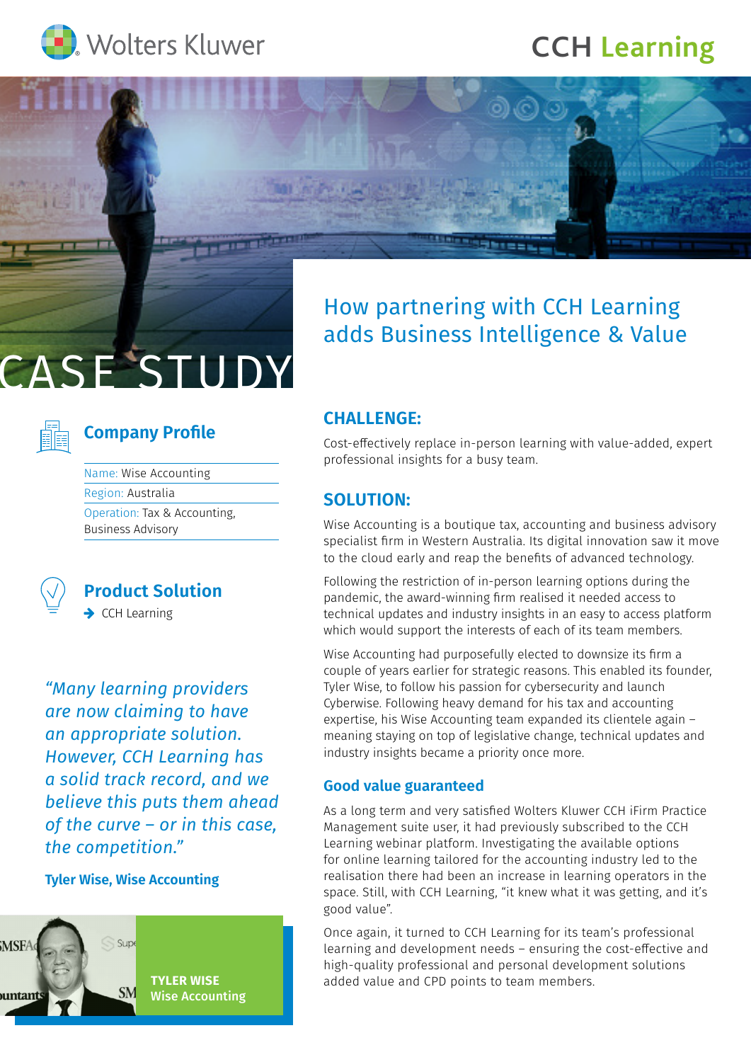Wolters Kluwer

CCH Learning

# CASE STUDY

## How partnering with CCH Learning adds Business Intelligence & Value

### Company Profile

Name: Wise Accounting

Region: Australia

Operation: Tax & Accounting, Business Advisory

### Product Solution

- CCH Learning

*"Many learning providers are now claiming to have an appropriate solution. However, CCH Learning has a solid track record, and we believe this puts them ahead of the curve – or in this case, the competition."*

**Tyler Wise, Wise Accounting**

**TYLER WISE**
**Wise Accounting**

### CHALLENGE:

Cost-effectively replace in-person learning with value-added, expert professional insights for a busy team.

### SOLUTION:

Wise Accounting is a boutique tax, accounting and business advisory specialist firm in Western Australia. Its digital innovation saw it move to the cloud early and reap the benefits of advanced technology.

Following the restriction of in-person learning options during the pandemic, the award-winning firm realised it needed access to technical updates and industry insights in an easy to access platform which would support the interests of each of its team members.

Wise Accounting had purposefully elected to downsize its firm a couple of years earlier for strategic reasons. This enabled its founder, Tyler Wise, to follow his passion for cybersecurity and launch Cyberwise. Following heavy demand for his tax and accounting expertise, his Wise Accounting team expanded its clientele again – meaning staying on top of legislative change, technical updates and industry insights became a priority once more.

#### Good value guaranteed

As a long term and very satisfied Wolters Kluwer CCH iFirm Practice Management suite user, it had previously subscribed to the CCH Learning webinar platform. Investigating the available options for online learning tailored for the accounting industry led to the realisation there had been an increase in learning operators in the space. Still, with CCH Learning, "it knew what it was getting, and it's good value".

Once again, it turned to CCH Learning for its team's professional learning and development needs – ensuring the cost-effective and high-quality professional and personal development solutions added value and CPD points to team members.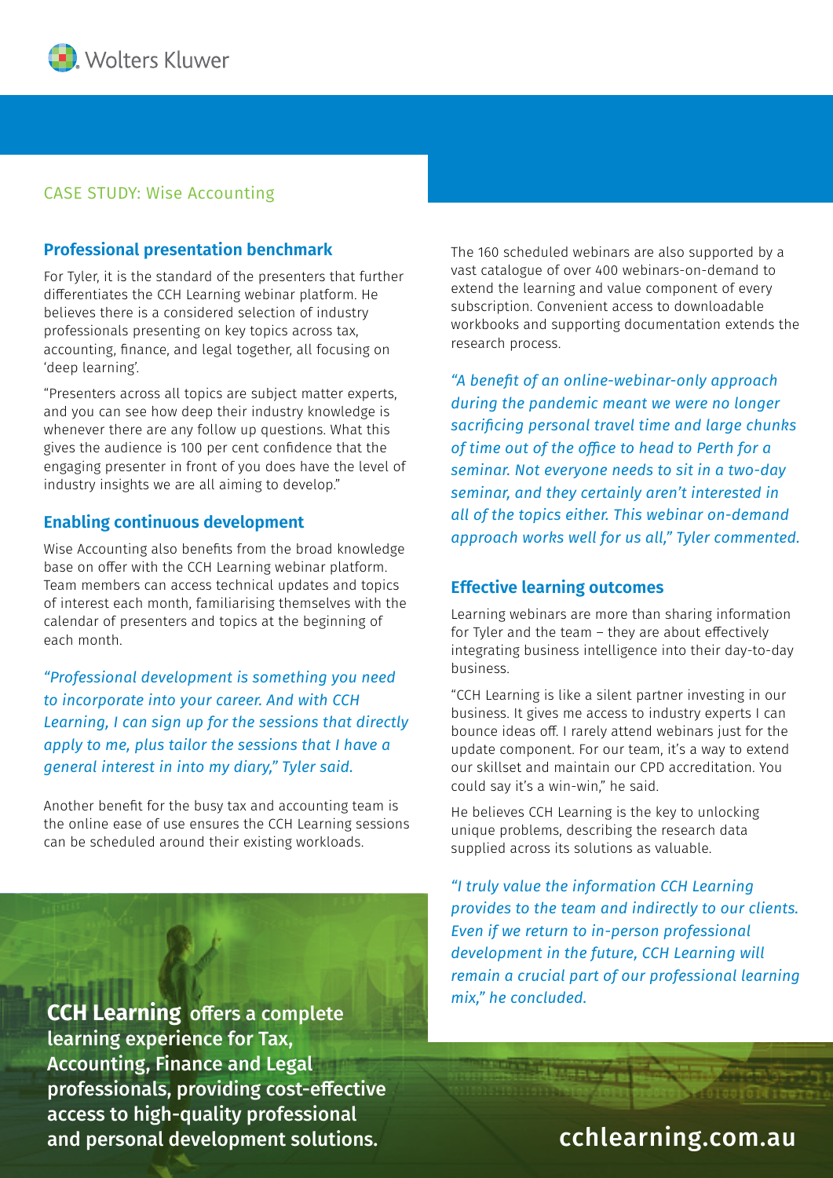CASE STUDY: Wise Accounting

## Professional presentation benchmark

For Tyler, it is the standard of the presenters that further differentiates the CCH Learning webinar platform. He believes there is a considered selection of industry professionals presenting on key topics across tax, accounting, finance, and legal together, all focusing on 'deep learning'.

"Presenters across all topics are subject matter experts, and you can see how deep their industry knowledge is whenever there are any follow up questions. What this gives the audience is 100 per cent confidence that the engaging presenter in front of you does have the level of industry insights we are all aiming to develop."

## Enabling continuous development

Wise Accounting also benefits from the broad knowledge base on offer with the CCH Learning webinar platform. Team members can access technical updates and topics of interest each month, familiarising themselves with the calendar of presenters and topics at the beginning of each month.

*"Professional development is something you need to incorporate into your career. And with CCH Learning, I can sign up for the sessions that directly apply to me, plus tailor the sessions that I have a general interest in into my diary," Tyler said.*

Another benefit for the busy tax and accounting team is the online ease of use ensures the CCH Learning sessions can be scheduled around their existing workloads.

The 160 scheduled webinars are also supported by a vast catalogue of over 400 webinars-on-demand to extend the learning and value component of every subscription. Convenient access to downloadable workbooks and supporting documentation extends the research process.

*"A benefit of an online-webinar-only approach during the pandemic meant we were no longer sacrificing personal travel time and large chunks of time out of the office to head to Perth for a seminar. Not everyone needs to sit in a two-day seminar, and they certainly aren't interested in all of the topics either. This webinar on-demand approach works well for us all," Tyler commented.*

## Effective learning outcomes

Learning webinars are more than sharing information for Tyler and the team – they are about effectively integrating business intelligence into their day-to-day business.

"CCH Learning is like a silent partner investing in our business. It gives me access to industry experts I can bounce ideas off. I rarely attend webinars just for the update component. For our team, it's a way to extend our skillset and maintain our CPD accreditation. You could say it's a win-win," he said.

He believes CCH Learning is the key to unlocking unique problems, describing the research data supplied across its solutions as valuable.

*"I truly value the information CCH Learning provides to the team and indirectly to our clients. Even if we return to in-person professional development in the future, CCH Learning will remain a crucial part of our professional learning mix," he concluded.*

**CCH Learning offers a complete learning experience for Tax, Accounting, Finance and Legal professionals, providing cost-effective access to high-quality professional and personal development solutions.**

cchlearning.com.au